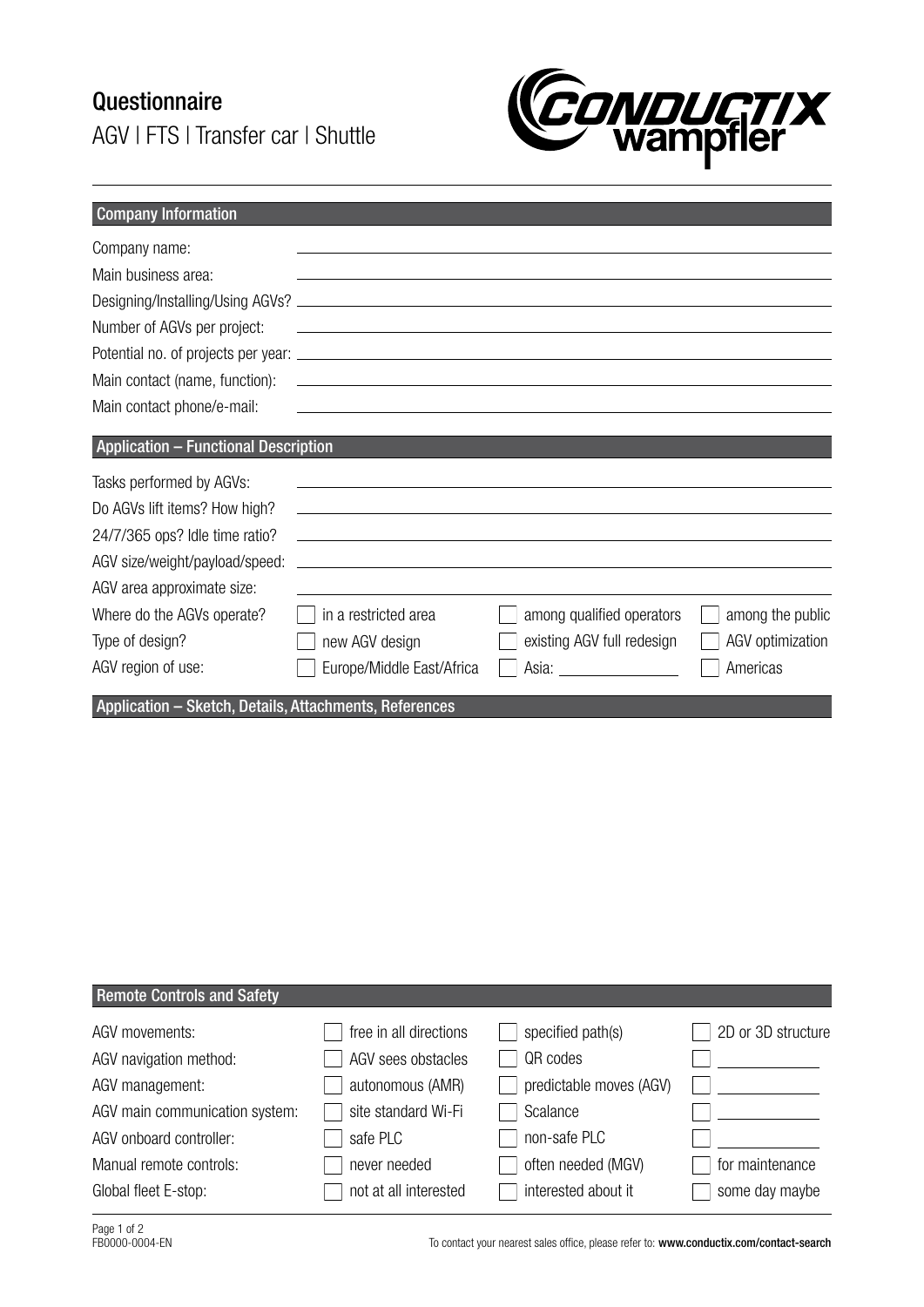# Questionnaire

AGV | FTS | Transfer car | Shuttle

CONDUCTIX wampfler

## Company Information

Company name: \_\_\_\_\_\_\_\_\_\_\_\_\_\_\_\_\_\_\_\_

Main business area: \_\_\_\_\_\_\_\_\_\_\_\_\_\_\_\_\_\_\_\_

Designing/Installing/Using AGVs? \_\_\_\_\_\_\_\_\_\_\_\_\_\_\_\_\_\_\_\_

Number of AGVs per project: \_\_\_\_\_\_\_\_\_\_\_\_\_\_\_\_\_\_\_\_

Potential no. of projects per year: \_\_\_\_\_\_\_\_\_\_\_\_\_\_\_\_\_\_\_\_

Main contact (name, function): \_\_\_\_\_\_\_\_\_\_\_\_\_\_\_\_\_\_\_\_

Main contact phone/e-mail: \_\_\_\_\_\_\_\_\_\_\_\_\_\_\_\_\_\_\_\_

## Application – Functional Description

Tasks performed by AGVs: \_\_\_\_\_\_\_\_\_\_\_\_\_\_\_\_\_\_\_\_

Do AGVs lift items? How high? \_\_\_\_\_\_\_\_\_\_\_\_\_\_\_\_\_\_\_\_

24/7/365 ops? Idle time ratio? \_\_\_\_\_\_\_\_\_\_\_\_\_\_\_\_\_\_\_\_

AGV size/weight/payload/speed: \_\_\_\_\_\_\_\_\_\_\_\_\_\_\_\_\_\_\_\_

AGV area approximate size: \_\_\_\_\_\_\_\_\_\_\_\_\_\_\_\_\_\_\_\_

| | | | |
|---|---|---|---|
| Where do the AGVs operate? | ☐ in a restricted area | ☐ among qualified operators | ☐ among the public |
| Type of design? | ☐ new AGV design | ☐ existing AGV full redesign | ☐ AGV optimization |
| AGV region of use: | ☐ Europe/Middle East/Africa | ☐ Asia: \_\_\_\_\_\_\_\_ | ☐ Americas |

## Application – Sketch, Details, Attachments, References

## Remote Controls and Safety

| | | | |
|---|---|---|---|
| AGV movements: | ☐ free in all directions | ☐ specified path(s) | ☐ 2D or 3D structure |
| AGV navigation method: | ☐ AGV sees obstacles | ☐ QR codes | ☐ \_\_\_\_\_\_\_\_ |
| AGV management: | ☐ autonomous (AMR) | ☐ predictable moves (AGV) | ☐ \_\_\_\_\_\_\_\_ |
| AGV main communication system: | ☐ site standard Wi-Fi | ☐ Scalance | ☐ \_\_\_\_\_\_\_\_ |
| AGV onboard controller: | ☐ safe PLC | ☐ non-safe PLC | ☐ \_\_\_\_\_\_\_\_ |
| Manual remote controls: | ☐ never needed | ☐ often needed (MGV) | ☐ for maintenance |
| Global fleet E-stop: | ☐ not at all interested | ☐ interested about it | ☐ some day maybe |

FB0000-0004-EN

To contact your nearest sales office, please refer to: **www.conductix.com/contact-search**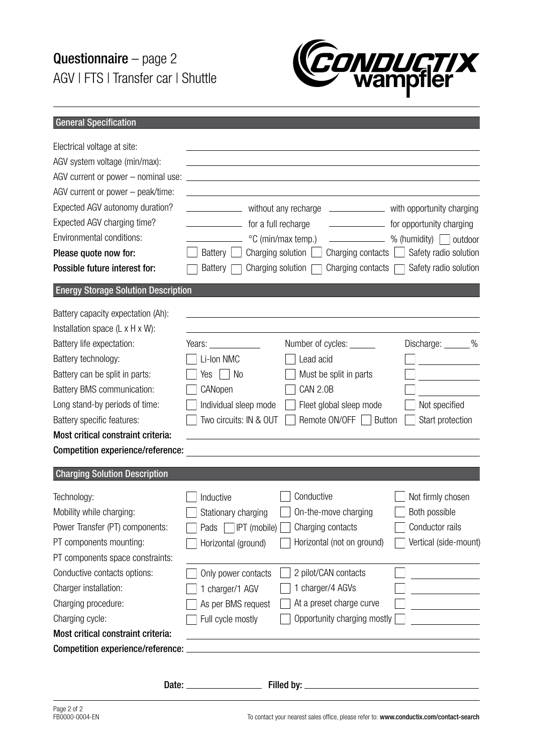# Questionnaire – page 2
AGV | FTS | Transfer car | Shuttle

CONDUCTIX wampfler

## General Specification

Electrical voltage at site: ______________________

AGV system voltage (min/max): ______________________

AGV current or power – nominal use: ______________________

AGV current or power – peak/time: ______________________

Expected AGV autonomy duration? ________ without any recharge ________ with opportunity charging

Expected AGV charging time? ________ for a full recharge ________ for opportunity charging

Environmental conditions: ________ °C (min/max temp.) ________ % (humidity) ☐ outdoor

**Please quote now for:** ☐ Battery ☐ Charging solution ☐ Charging contacts ☐ Safety radio solution

**Possible future interest for:** ☐ Battery ☐ Charging solution ☐ Charging contacts ☐ Safety radio solution

## Energy Storage Solution Description

Battery capacity expectation (Ah): ______________________

Installation space (L x H x W): ______________________

Battery life expectation: Years: ________ Number of cycles: ______ Discharge: ______ %

Battery technology: ☐ Li-Ion NMC ☐ Lead acid ☐ ________

Battery can be split in parts: ☐ Yes ☐ No ☐ Must be split in parts ☐ ________

Battery BMS communication: ☐ CANopen ☐ CAN 2.0B ☐ ________

Long stand-by periods of time: ☐ Individual sleep mode ☐ Fleet global sleep mode ☐ Not specified

Battery specific features: ☐ Two circuits: IN & OUT ☐ Remote ON/OFF ☐ Button ☐ Start protection

**Most critical constraint criteria:** ______________________

**Competition experience/reference:** ______________________

## Charging Solution Description

Technology: ☐ Inductive ☐ Conductive ☐ Not firmly chosen

Mobility while charging: ☐ Stationary charging ☐ On-the-move charging ☐ Both possible

Power Transfer (PT) components: ☐ Pads ☐ IPT (mobile) ☐ Charging contacts ☐ Conductor rails

PT components mounting: ☐ Horizontal (ground) ☐ Horizontal (not on ground) ☐ Vertical (side-mount)

PT components space constraints: ______________________

Conductive contacts options: ☐ Only power contacts ☐ 2 pilot/CAN contacts ☐ ________

Charger installation: ☐ 1 charger/1 AGV ☐ 1 charger/4 AGVs ☐ ________

Charging procedure: ☐ As per BMS request ☐ At a preset charge curve ☐ ________

Charging cycle: ☐ Full cycle mostly ☐ Opportunity charging mostly ☐ ________

**Most critical constraint criteria:** ______________________

**Competition experience/reference:** ______________________

**Date:** ____________ **Filled by:** ______________________

FB0000-0004-EN

To contact your nearest sales office, please refer to: **www.conductix.com/contact-search**